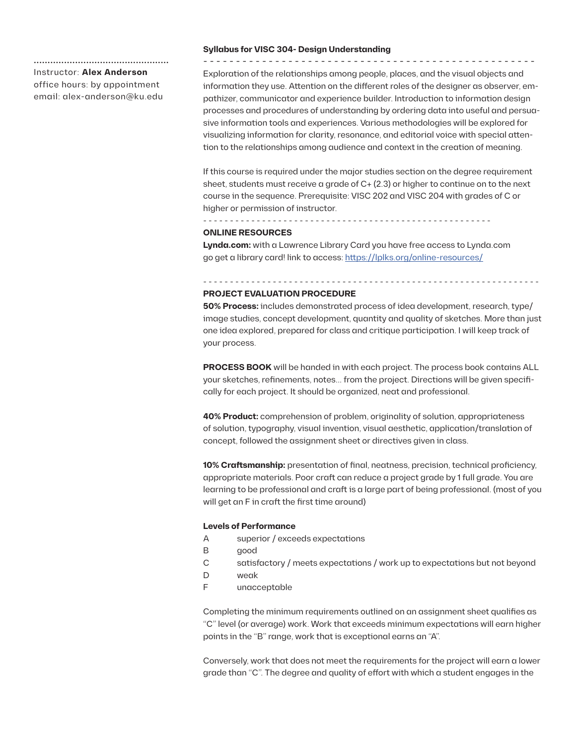Instructor: **Alex Anderson**
office hours: by appointment
email: alex-anderson@ku.edu

**Syllabus for VISC 304- Design Understanding**

Exploration of the relationships among people, places, and the visual objects and information they use. Attention on the different roles of the designer as observer, empathizer, communicator and experience builder. Introduction to information design processes and procedures of understanding by ordering data into useful and persuasive information tools and experiences. Various methodologies will be explored for visualizing information for clarity, resonance, and editorial voice with special attention to the relationships among audience and context in the creation of meaning.

If this course is required under the major studies section on the degree requirement sheet, students must receive a grade of C+ (2.3) or higher to continue on to the next course in the sequence. Prerequisite: VISC 202 and VISC 204 with grades of C or higher or permission of instructor.

**ONLINE RESOURCES**

**Lynda.com:** with a Lawrence Library Card you have free access to Lynda.com go get a library card! link to access: https://lplks.org/online-resources/

**PROJECT EVALUATION PROCEDURE**

**50% Process:** includes demonstrated process of idea development, research, type/image studies, concept development, quantity and quality of sketches. More than just one idea explored, prepared for class and critique participation. I will keep track of your process.

**PROCESS BOOK** will be handed in with each project. The process book contains ALL your sketches, refinements, notes... from the project. Directions will be given specifically for each project. It should be organized, neat and professional.

**40% Product:** comprehension of problem, originality of solution, appropriateness of solution, typography, visual invention, visual aesthetic, application/translation of concept, followed the assignment sheet or directives given in class.

**10% Craftsmanship:** presentation of final, neatness, precision, technical proficiency, appropriate materials. Poor craft can reduce a project grade by 1 full grade. You are learning to be professional and craft is a large part of being professional. (most of you will get an F in craft the first time around)

**Levels of Performance**

| | |
|---|---|
| A | superior / exceeds expectations |
| B | good |
| C | satisfactory / meets expectations / work up to expectations but not beyond |
| D | weak |
| F | unacceptable |

Completing the minimum requirements outlined on an assignment sheet qualifies as "C" level (or average) work. Work that exceeds minimum expectations will earn higher points in the "B" range, work that is exceptional earns an "A".

Conversely, work that does not meet the requirements for the project will earn a lower grade than "C". The degree and quality of effort with which a student engages in the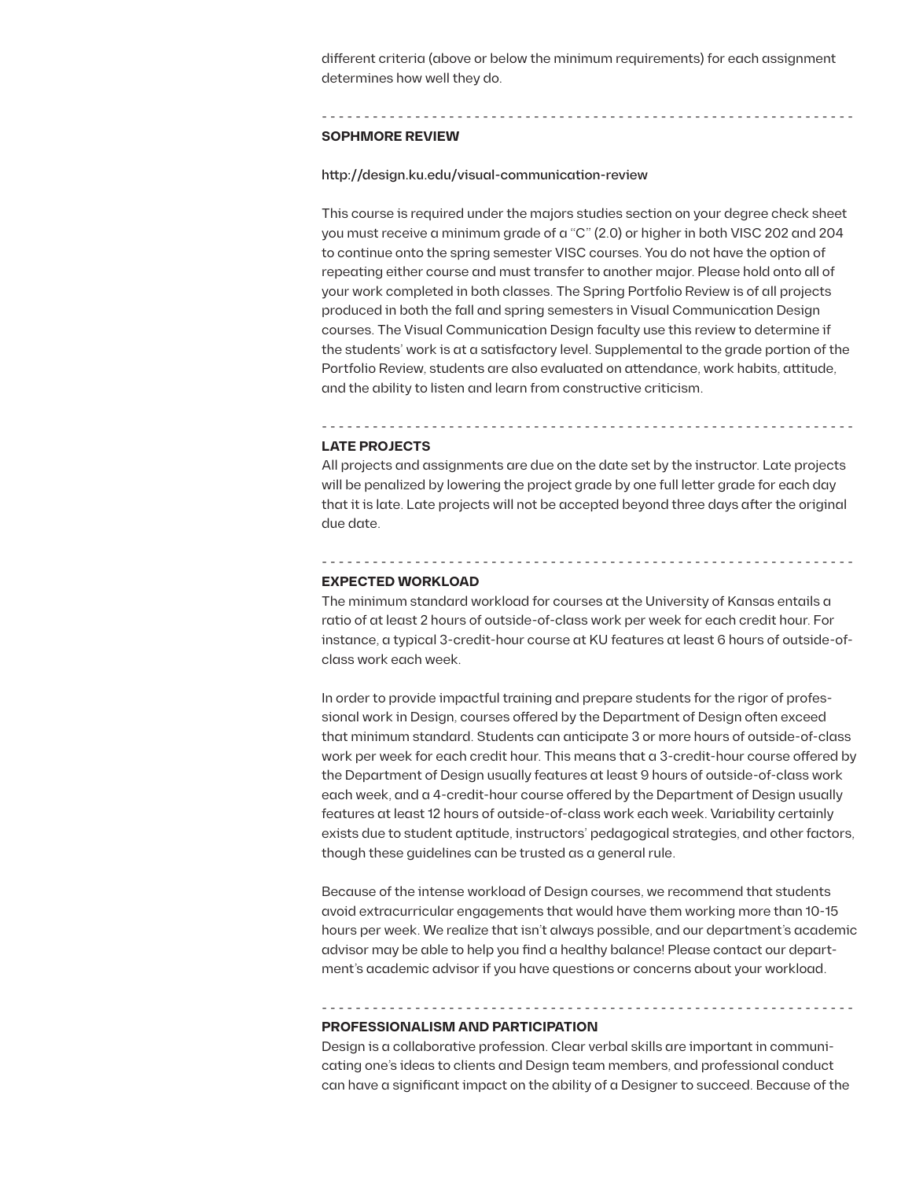different criteria (above or below the minimum requirements) for each assignment determines how well they do.

---

## SOPHMORE REVIEW

http://design.ku.edu/visual-communication-review

This course is required under the majors studies section on your degree check sheet you must receive a minimum grade of a "C" (2.0) or higher in both VISC 202 and 204 to continue onto the spring semester VISC courses. You do not have the option of repeating either course and must transfer to another major. Please hold onto all of your work completed in both classes. The Spring Portfolio Review is of all projects produced in both the fall and spring semesters in Visual Communication Design courses. The Visual Communication Design faculty use this review to determine if the students' work is at a satisfactory level. Supplemental to the grade portion of the Portfolio Review, students are also evaluated on attendance, work habits, attitude, and the ability to listen and learn from constructive criticism.

---

## LATE PROJECTS

All projects and assignments are due on the date set by the instructor. Late projects will be penalized by lowering the project grade by one full letter grade for each day that it is late. Late projects will not be accepted beyond three days after the original due date.

---

## EXPECTED WORKLOAD

The minimum standard workload for courses at the University of Kansas entails a ratio of at least 2 hours of outside-of-class work per week for each credit hour. For instance, a typical 3-credit-hour course at KU features at least 6 hours of outside-of-class work each week.

In order to provide impactful training and prepare students for the rigor of professional work in Design, courses offered by the Department of Design often exceed that minimum standard. Students can anticipate 3 or more hours of outside-of-class work per week for each credit hour. This means that a 3-credit-hour course offered by the Department of Design usually features at least 9 hours of outside-of-class work each week, and a 4-credit-hour course offered by the Department of Design usually features at least 12 hours of outside-of-class work each week. Variability certainly exists due to student aptitude, instructors' pedagogical strategies, and other factors, though these guidelines can be trusted as a general rule.

Because of the intense workload of Design courses, we recommend that students avoid extracurricular engagements that would have them working more than 10-15 hours per week. We realize that isn't always possible, and our department's academic advisor may be able to help you find a healthy balance! Please contact our department's academic advisor if you have questions or concerns about your workload.

---

## PROFESSIONALISM AND PARTICIPATION

Design is a collaborative profession. Clear verbal skills are important in communicating one's ideas to clients and Design team members, and professional conduct can have a significant impact on the ability of a Designer to succeed. Because of the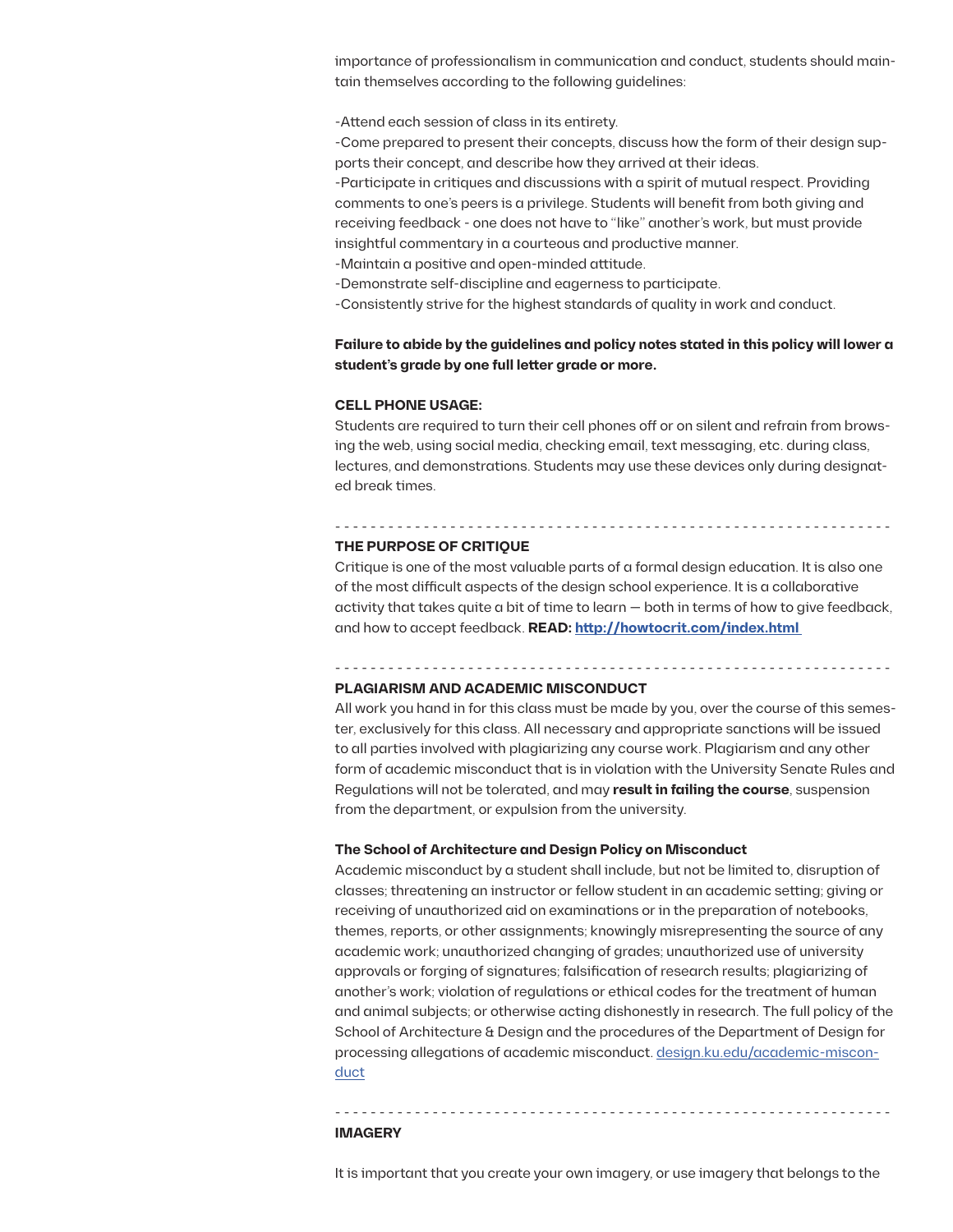importance of professionalism in communication and conduct, students should maintain themselves according to the following guidelines:

-Attend each session of class in its entirety.
-Come prepared to present their concepts, discuss how the form of their design supports their concept, and describe how they arrived at their ideas.
-Participate in critiques and discussions with a spirit of mutual respect. Providing comments to one's peers is a privilege. Students will benefit from both giving and receiving feedback - one does not have to "like" another's work, but must provide insightful commentary in a courteous and productive manner.
-Maintain a positive and open-minded attitude.
-Demonstrate self-discipline and eagerness to participate.
-Consistently strive for the highest standards of quality in work and conduct.

**Failure to abide by the guidelines and policy notes stated in this policy will lower a student's grade by one full letter grade or more.**

**CELL PHONE USAGE:**

Students are required to turn their cell phones off or on silent and refrain from browsing the web, using social media, checking email, text messaging, etc. during class, lectures, and demonstrations. Students may use these devices only during designated break times.

- - - - - - - - - - - - - - - - - - - - - - - - - - - - - - - - - - - - - - - - - - - - - - - -

**THE PURPOSE OF CRITIQUE**

Critique is one of the most valuable parts of a formal design education. It is also one of the most difficult aspects of the design school experience. It is a collaborative activity that takes quite a bit of time to learn — both in terms of how to give feedback, and how to accept feedback. **READ: [http://howtocrit.com/index.html](http://howtocrit.com/index.html)**

- - - - - - - - - - - - - - - - - - - - - - - - - - - - - - - - - - - - - - - - - - - - - - - -

**PLAGIARISM AND ACADEMIC MISCONDUCT**

All work you hand in for this class must be made by you, over the course of this semester, exclusively for this class. All necessary and appropriate sanctions will be issued to all parties involved with plagiarizing any course work. Plagiarism and any other form of academic misconduct that is in violation with the University Senate Rules and Regulations will not be tolerated, and may **result in failing the course**, suspension from the department, or expulsion from the university.

**The School of Architecture and Design Policy on Misconduct**

Academic misconduct by a student shall include, but not be limited to, disruption of classes; threatening an instructor or fellow student in an academic setting; giving or receiving of unauthorized aid on examinations or in the preparation of notebooks, themes, reports, or other assignments; knowingly misrepresenting the source of any academic work; unauthorized changing of grades; unauthorized use of university approvals or forging of signatures; falsification of research results; plagiarizing of another's work; violation of regulations or ethical codes for the treatment of human and animal subjects; or otherwise acting dishonestly in research. The full policy of the School of Architecture & Design and the procedures of the Department of Design for processing allegations of academic misconduct. [design.ku.edu/academic-misconduct](design.ku.edu/academic-misconduct)

- - - - - - - - - - - - - - - - - - - - - - - - - - - - - - - - - - - - - - - - - - - - - - - -

**IMAGERY**

It is important that you create your own imagery, or use imagery that belongs to the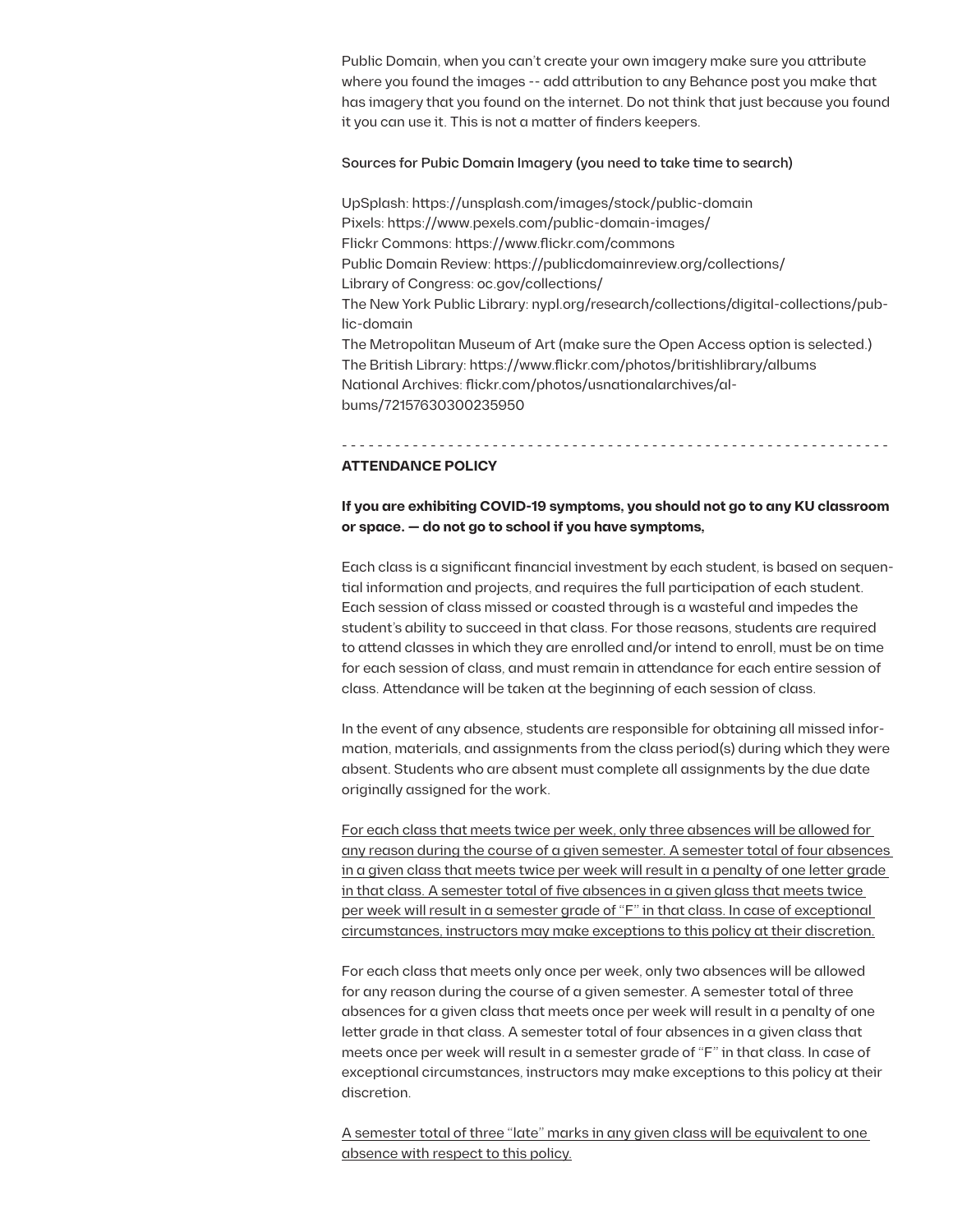Public Domain, when you can't create your own imagery make sure you attribute where you found the images -- add attribution to any Behance post you make that has imagery that you found on the internet. Do not think that just because you found it you can use it. This is not a matter of finders keepers.

Sources for Pubic Domain Imagery (you need to take time to search)

UpSplash: https://unsplash.com/images/stock/public-domain
Pixels: https://www.pexels.com/public-domain-images/
Flickr Commons: https://www.flickr.com/commons
Public Domain Review: https://publicdomainreview.org/collections/
Library of Congress: oc.gov/collections/
The New York Public Library: nypl.org/research/collections/digital-collections/public-domain
The Metropolitan Museum of Art (make sure the Open Access option is selected.)
The British Library: https://www.flickr.com/photos/britishlibrary/albums
National Archives: flickr.com/photos/usnationalarchives/albums/72157630300235950

- - - - - - - - - - - - - - - - - - - - - - - - - - - - - - - - - - - - - - - - - - - - - - - - - - - - - - - - - - - - - - -

**ATTENDANCE POLICY**

**If you are exhibiting COVID-19 symptoms, you should not go to any KU classroom or space. — do not go to school if you have symptoms,**

Each class is a significant financial investment by each student, is based on sequential information and projects, and requires the full participation of each student. Each session of class missed or coasted through is a wasteful and impedes the student's ability to succeed in that class. For those reasons, students are required to attend classes in which they are enrolled and/or intend to enroll, must be on time for each session of class, and must remain in attendance for each entire session of class. Attendance will be taken at the beginning of each session of class.

In the event of any absence, students are responsible for obtaining all missed information, materials, and assignments from the class period(s) during which they were absent. Students who are absent must complete all assignments by the due date originally assigned for the work.

<u>For each class that meets twice per week, only three absences will be allowed for any reason during the course of a given semester. A semester total of four absences in a given class that meets twice per week will result in a penalty of one letter grade in that class. A semester total of five absences in a given glass that meets twice per week will result in a semester grade of "F" in that class. In case of exceptional circumstances, instructors may make exceptions to this policy at their discretion.</u>

For each class that meets only once per week, only two absences will be allowed for any reason during the course of a given semester. A semester total of three absences for a given class that meets once per week will result in a penalty of one letter grade in that class. A semester total of four absences in a given class that meets once per week will result in a semester grade of "F" in that class. In case of exceptional circumstances, instructors may make exceptions to this policy at their discretion.

<u>A semester total of three "late" marks in any given class will be equivalent to one absence with respect to this policy.</u>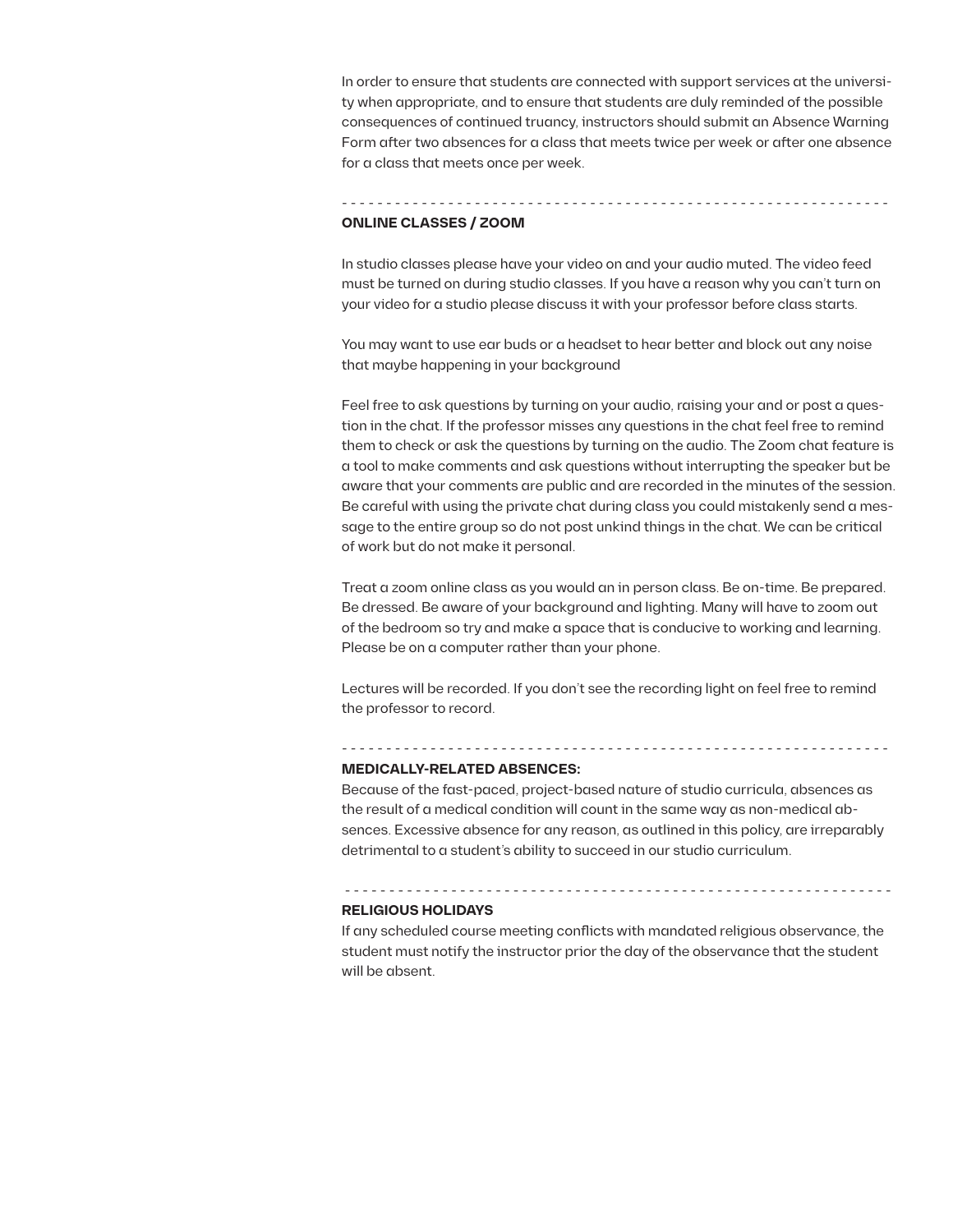In order to ensure that students are connected with support services at the university when appropriate, and to ensure that students are duly reminded of the possible consequences of continued truancy, instructors should submit an Absence Warning Form after two absences for a class that meets twice per week or after one absence for a class that meets once per week.

- - - - - - - - - - - - - - - - - - - - - - - - - - - - - - - - - - - - - - - - - - - - - - - - - - - - - - - - - - - - - - -

**ONLINE CLASSES / ZOOM**

In studio classes please have your video on and your audio muted. The video feed must be turned on during studio classes. If you have a reason why you can't turn on your video for a studio please discuss it with your professor before class starts.

You may want to use ear buds or a headset to hear better and block out any noise that maybe happening in your background

Feel free to ask questions by turning on your audio, raising your and or post a question in the chat. If the professor misses any questions in the chat feel free to remind them to check or ask the questions by turning on the audio. The Zoom chat feature is a tool to make comments and ask questions without interrupting the speaker but be aware that your comments are public and are recorded in the minutes of the session. Be careful with using the private chat during class you could mistakenly send a message to the entire group so do not post unkind things in the chat. We can be critical of work but do not make it personal.

Treat a zoom online class as you would an in person class. Be on-time. Be prepared. Be dressed. Be aware of your background and lighting. Many will have to zoom out of the bedroom so try and make a space that is conducive to working and learning. Please be on a computer rather than your phone.

Lectures will be recorded. If you don't see the recording light on feel free to remind the professor to record.

- - - - - - - - - - - - - - - - - - - - - - - - - - - - - - - - - - - - - - - - - - - - - - - - - - - - - - - - - - - - - - -

**MEDICALLY-RELATED ABSENCES:**

Because of the fast-paced, project-based nature of studio curricula, absences as the result of a medical condition will count in the same way as non-medical absences. Excessive absence for any reason, as outlined in this policy, are irreparably detrimental to a student's ability to succeed in our studio curriculum.

- - - - - - - - - - - - - - - - - - - - - - - - - - - - - - - - - - - - - - - - - - - - - - - - - - - - - - - - - - - - - - -

**RELIGIOUS HOLIDAYS**

If any scheduled course meeting conflicts with mandated religious observance, the student must notify the instructor prior the day of the observance that the student will be absent.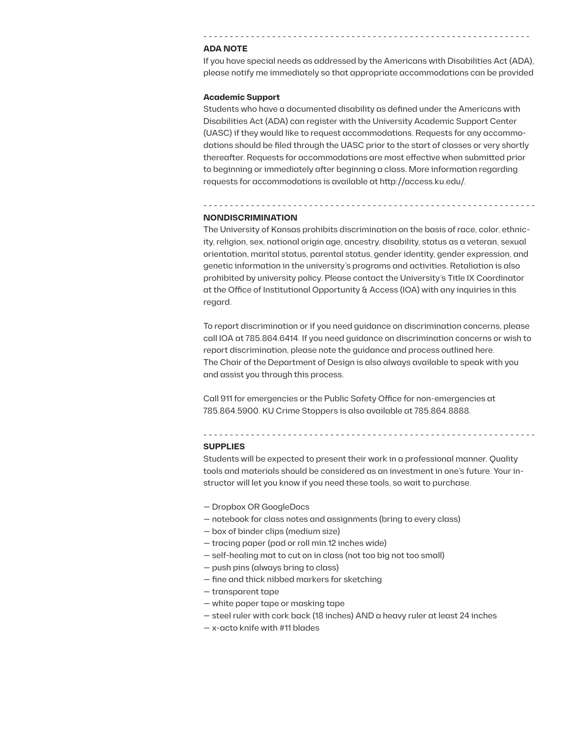## ADA NOTE

If you have special needs as addressed by the Americans with Disabilities Act (ADA), please notify me immediately so that appropriate accommodations can be provided

**Academic Support**

Students who have a documented disability as defined under the Americans with Disabilities Act (ADA) can register with the University Academic Support Center (UASC) if they would like to request accommodations. Requests for any accommodations should be filed through the UASC prior to the start of classes or very shortly thereafter. Requests for accommodations are most effective when submitted prior to beginning or immediately after beginning a class. More information regarding requests for accommodations is available at http://access.ku.edu/.

## NONDISCRIMINATION

The University of Kansas prohibits discrimination on the basis of race, color, ethnicity, religion, sex, national origin age, ancestry, disability, status as a veteran, sexual orientation, marital status, parental status, gender identity, gender expression, and genetic information in the university's programs and activities. Retaliation is also prohibited by university policy. Please contact the University's Title IX Coordinator at the Office of Institutional Opportunity & Access (IOA) with any inquiries in this regard.

To report discrimination or if you need guidance on discrimination concerns, please call IOA at 785.864.6414. If you need guidance on discrimination concerns or wish to report discrimination, please note the guidance and process outlined here.
The Chair of the Department of Design is also always available to speak with you and assist you through this process.

Call 911 for emergencies or the Public Safety Office for non-emergencies at 785.864.5900. KU Crime Stoppers is also available at 785.864.8888.

## SUPPLIES

Students will be expected to present their work in a professional manner. Quality tools and materials should be considered as an investment in one's future. Your instructor will let you know if you need these tools, so wait to purchase.

— Dropbox OR GoogleDocs
— notebook for class notes and assignments (bring to every class)
— box of binder clips (medium size)
— tracing paper (pad or roll min.12 inches wide)
— self-healing mat to cut on in class (not too big not too small)
— push pins (always bring to class)
— fine and thick nibbed markers for sketching
— transparent tape
— white paper tape or masking tape
— steel ruler with cork back (18 inches) AND a heavy ruler at least 24 inches
— x-acto knife with #11 blades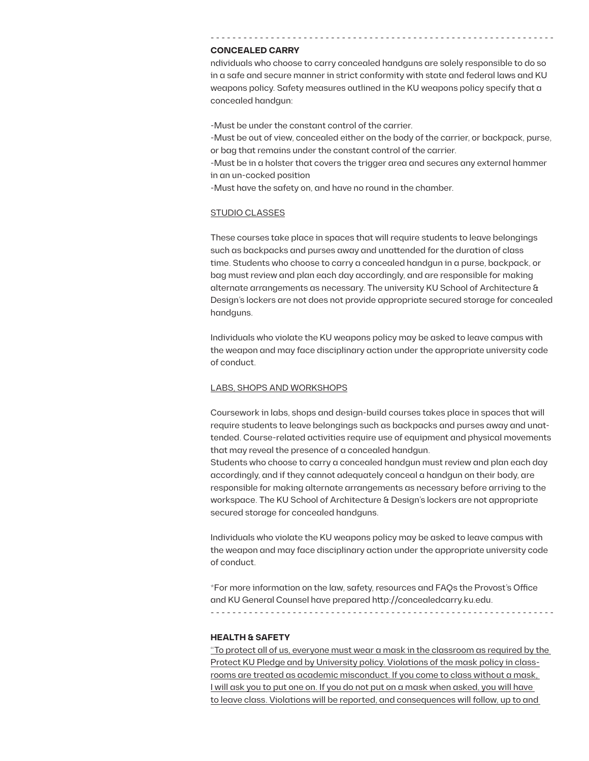- - - - - - - - - - - - - - - - - - - - - - - - - - - - - - - - - - - - - - - - - - - - - - - - - - - - - - - - - - - - - - - -

**CONCEALED CARRY**

ndividuals who choose to carry concealed handguns are solely responsible to do so in a safe and secure manner in strict conformity with state and federal laws and KU weapons policy. Safety measures outlined in the KU weapons policy specify that a concealed handgun:

-Must be under the constant control of the carrier.
-Must be out of view, concealed either on the body of the carrier, or backpack, purse, or bag that remains under the constant control of the carrier.
-Must be in a holster that covers the trigger area and secures any external hammer in an un-cocked position
-Must have the safety on, and have no round in the chamber.

<u>STUDIO CLASSES</u>

These courses take place in spaces that will require students to leave belongings such as backpacks and purses away and unattended for the duration of class time. Students who choose to carry a concealed handgun in a purse, backpack, or bag must review and plan each day accordingly, and are responsible for making alternate arrangements as necessary. The university KU School of Architecture & Design's lockers are not does not provide appropriate secured storage for concealed handguns.

Individuals who violate the KU weapons policy may be asked to leave campus with the weapon and may face disciplinary action under the appropriate university code of conduct.

<u>LABS, SHOPS AND WORKSHOPS</u>

Coursework in labs, shops and design-build courses takes place in spaces that will require students to leave belongings such as backpacks and purses away and unattended. Course-related activities require use of equipment and physical movements that may reveal the presence of a concealed handgun.
Students who choose to carry a concealed handgun must review and plan each day accordingly, and if they cannot adequately conceal a handgun on their body, are responsible for making alternate arrangements as necessary before arriving to the workspace. The KU School of Architecture & Design's lockers are not appropriate secured storage for concealed handguns.

Individuals who violate the KU weapons policy may be asked to leave campus with the weapon and may face disciplinary action under the appropriate university code of conduct.

*For more information on the law, safety, resources and FAQs the Provost's Office and KU General Counsel have prepared http://concealedcarry.ku.edu.

- - - - - - - - - - - - - - - - - - - - - - - - - - - - - - - - - - - - - - - - - - - - - - - - - - - - - - - - - - - - - - - -

**HEALTH & SAFETY**

<u>"To protect all of us, everyone must wear a mask in the classroom as required by the Protect KU Pledge and by University policy. Violations of the mask policy in classrooms are treated as academic misconduct. If you come to class without a mask, I will ask you to put one on. If you do not put on a mask when asked, you will have to leave class. Violations will be reported, and consequences will follow, up to and</u>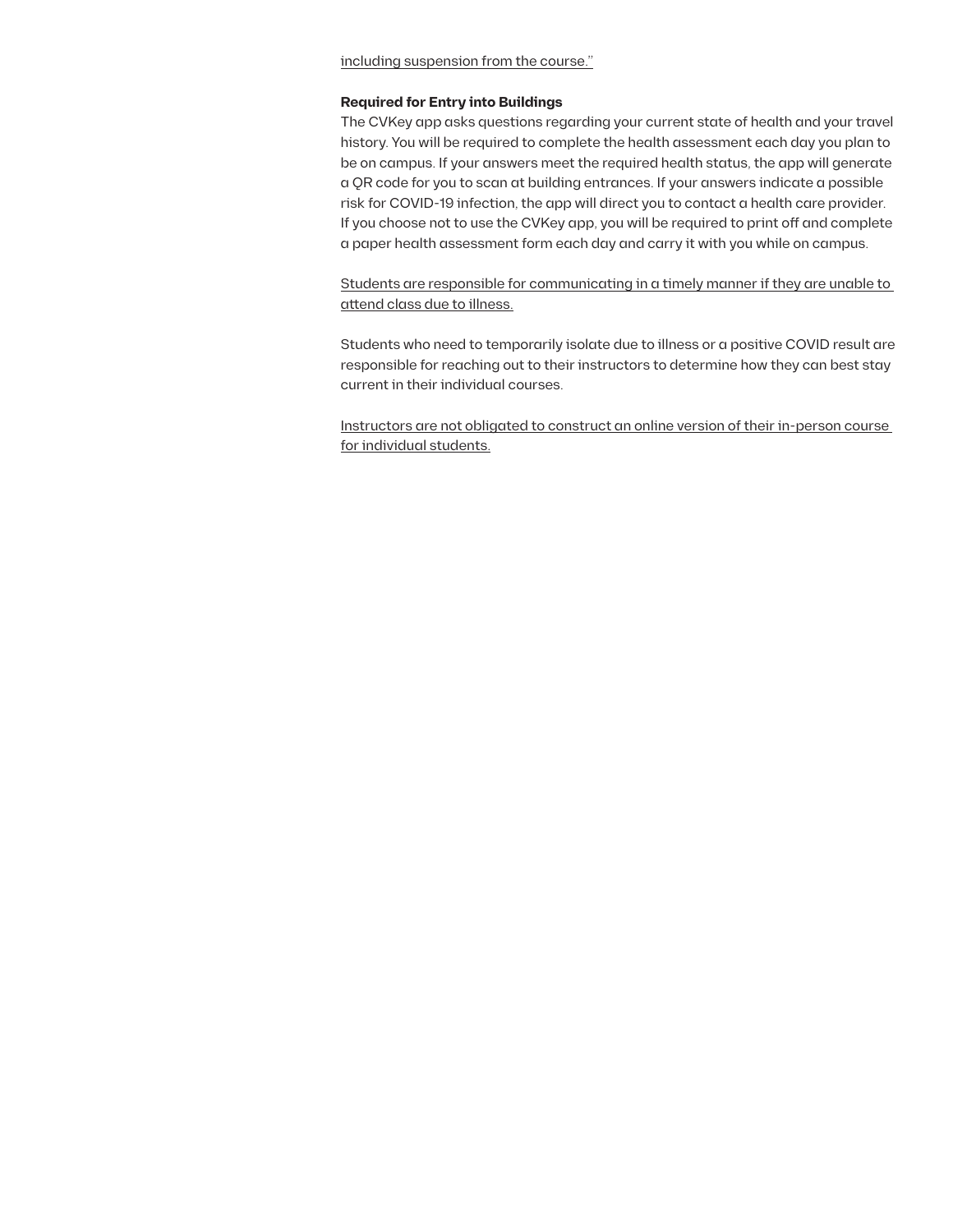including suspension from the course."

**Required for Entry into Buildings**

The CVKey app asks questions regarding your current state of health and your travel history. You will be required to complete the health assessment each day you plan to be on campus. If your answers meet the required health status, the app will generate a QR code for you to scan at building entrances. If your answers indicate a possible risk for COVID-19 infection, the app will direct you to contact a health care provider. If you choose not to use the CVKey app, you will be required to print off and complete a paper health assessment form each day and carry it with you while on campus.

Students are responsible for communicating in a timely manner if they are unable to attend class due to illness.

Students who need to temporarily isolate due to illness or a positive COVID result are responsible for reaching out to their instructors to determine how they can best stay current in their individual courses.

Instructors are not obligated to construct an online version of their in-person course for individual students.